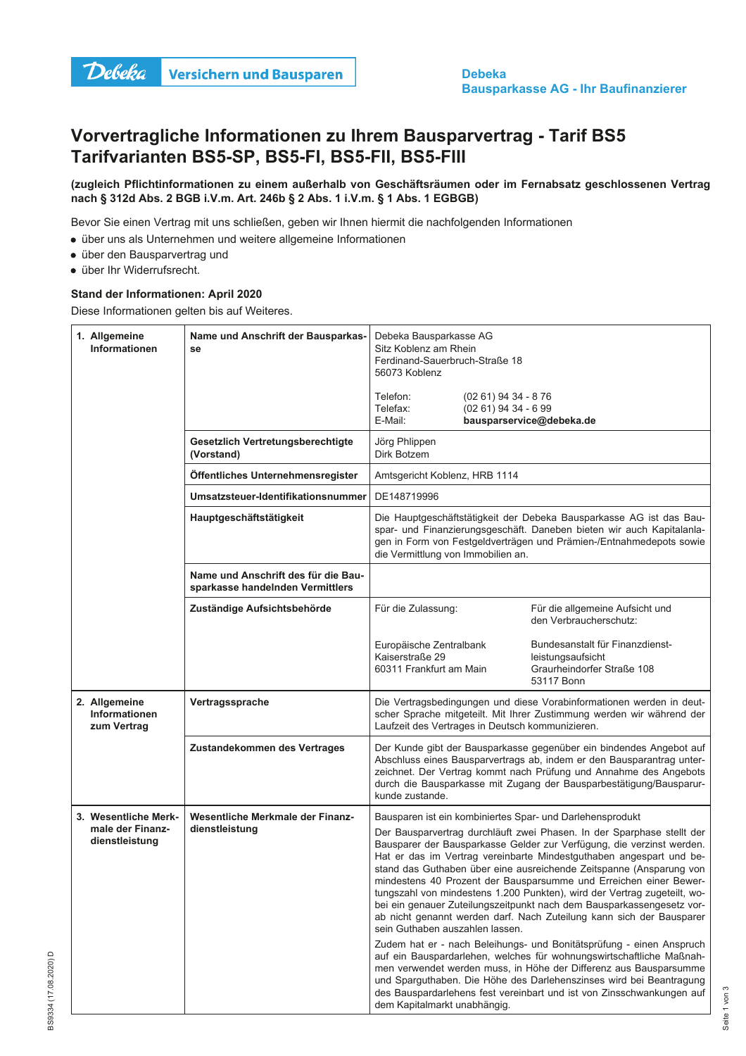**Debeka** Versichern und Bausparen

**Debeka Bausparkasse AG - Ihr Baufinanzierer**

# Vorvertragliche Informationen zu Ihrem Bausparvertrag - Tarif BS5 Tarifvarianten BS5-SP, BS5-FI, BS5-FII, BS5-FIII

**(zugleich Pflichtinformationen zu einem außerhalb von Geschäftsräumen oder im Fernabsatz geschlossenen Vertrag nach § 312d Abs. 2 BGB i.V.m. Art. 246b § 2 Abs. 1 i.V.m. § 1 Abs. 1 EGBGB)**

Bevor Sie einen Vertrag mit uns schließen, geben wir Ihnen hiermit die nachfolgenden Informationen

- über uns als Unternehmen und weitere allgemeine Informationen
- über den Bausparvertrag und
- über Ihr Widerrufsrecht.

**Stand der Informationen: April 2020**

Diese Informationen gelten bis auf Weiteres.

| | | |
|---|---|---|
| **1. Allgemeine Informationen** | **Name und Anschrift der Bausparkasse** | Debeka Bausparkasse AG<br>Sitz Koblenz am Rhein<br>Ferdinand-Sauerbruch-Straße 18<br>56073 Koblenz<br><br>Telefon: (02 61) 94 34 - 8 76<br>Telefax: (02 61) 94 34 - 6 99<br>E-Mail: **bausparservice@debeka.de** |
| | **Gesetzlich Vertretungsberechtigte (Vorstand)** | Jörg Phlippen<br>Dirk Botzem |
| | **Öffentliches Unternehmensregister** | Amtsgericht Koblenz, HRB 1114 |
| | **Umsatzsteuer-Identifikationsnummer** | DE148719996 |
| | **Hauptgeschäftstätigkeit** | Die Hauptgeschäftstätigkeit der Debeka Bausparkasse AG ist das Bauspar- und Finanzierungsgeschäft. Daneben bieten wir auch Kapitalanlagen in Form von Festgeldverträgen und Prämien-/Entnahmedepots sowie die Vermittlung von Immobilien an. |
| | **Name und Anschrift des für die Bausparkasse handelnden Vermittlers** | |
| | **Zuständige Aufsichtsbehörde** | Für die Zulassung:<br>Europäische Zentralbank<br>Kaiserstraße 29<br>60311 Frankfurt am Main<br><br>Für die allgemeine Aufsicht und den Verbraucherschutz:<br>Bundesanstalt für Finanzdienstleistungsaufsicht<br>Graurheindorfer Straße 108<br>53117 Bonn |
| **2. Allgemeine Informationen zum Vertrag** | **Vertragssprache** | Die Vertragsbedingungen und diese Vorabinformationen werden in deutscher Sprache mitgeteilt. Mit Ihrer Zustimmung werden wir während der Laufzeit des Vertrages in Deutsch kommunizieren. |
| | **Zustandekommen des Vertrages** | Der Kunde gibt der Bausparkasse gegenüber ein bindendes Angebot auf Abschluss eines Bausparvertrags ab, indem er den Bausparantrag unterzeichnet. Der Vertrag kommt nach Prüfung und Annahme des Angebots durch die Bausparkasse mit Zugang der Bausparbestätigung/Bausparurkunde zustande. |
| **3. Wesentliche Merkmale der Finanzdienstleistung** | **Wesentliche Merkmale der Finanzdienstleistung** | Bausparen ist ein kombiniertes Spar- und Darlehensprodukt<br><br>Der Bausparvertrag durchläuft zwei Phasen. In der Sparphase stellt der Bausparer der Bausparkasse Gelder zur Verfügung, die verzinst werden. Hat er das im Vertrag vereinbarte Mindestguthaben angespart und bestand das Guthaben über eine ausreichende Zeitspanne (Ansparung von mindestens 40 Prozent der Bausparsumme und Erreichen einer Bewertungszahl von mindestens 1.200 Punkten), wird der Vertrag zugeteilt, wobei ein genauer Zuteilungszeitpunkt nach dem Bausparkassengesetz vorab nicht genannt werden darf. Nach Zuteilung kann sich der Bausparer sein Guthaben auszahlen lassen.<br><br>Zudem hat er - nach Beleihungs- und Bonitätsprüfung - einen Anspruch auf ein Bauspardarlehen, welches für wohnungswirtschaftliche Maßnahmen verwendet werden muss, in Höhe der Differenz aus Bausparsumme und Sparguthaben. Die Höhe des Darlehenszinses wird bei Beantragung des Bauspardarlehens fest vereinbart und ist von Zinsschwankungen auf dem Kapitalmarkt unabhängig. |

BS9334 (17.08.2020) D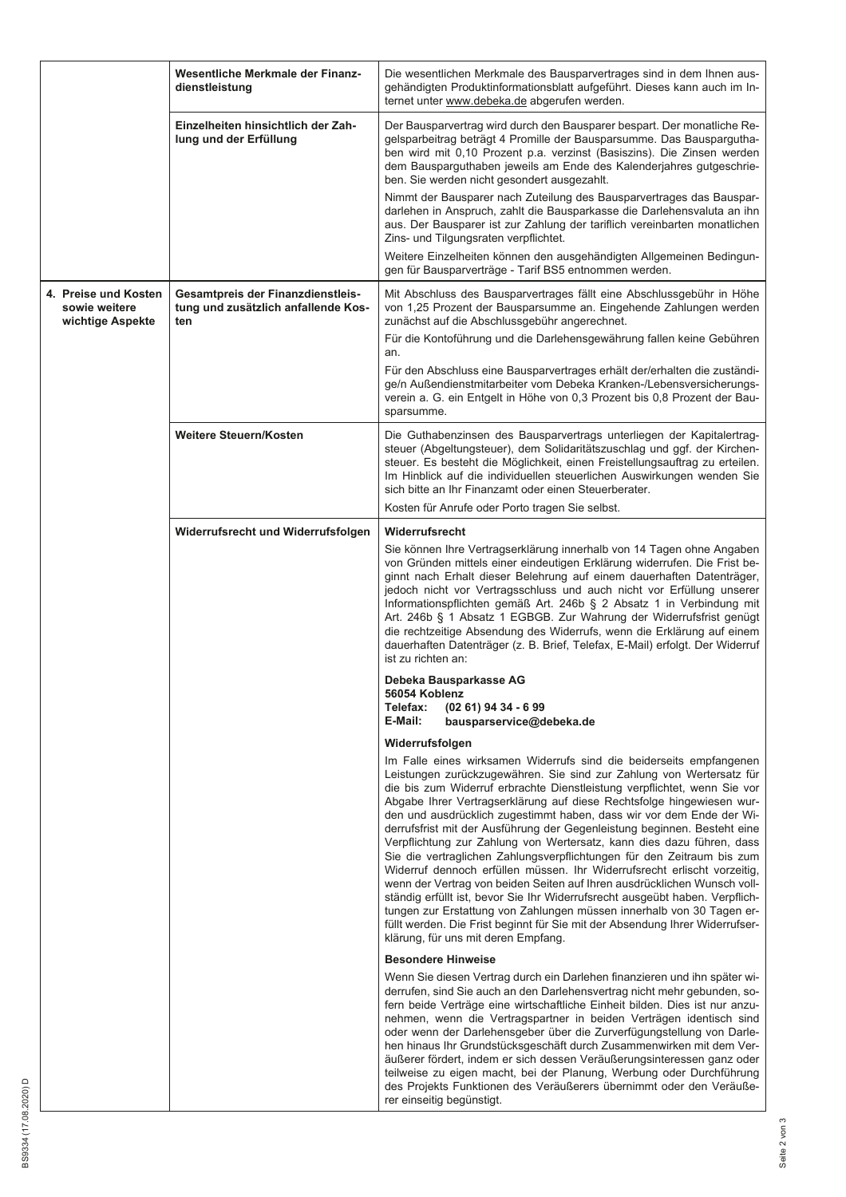| | | |
|---|---|---|
| | **Wesentliche Merkmale der Finanzdienstleistung** | Die wesentlichen Merkmale des Bausparvertrages sind in dem Ihnen ausgehändigten Produktinformationsblatt aufgeführt. Dieses kann auch im Internet unter www.debeka.de abgerufen werden. |
| | **Einzelheiten hinsichtlich der Zahlung und der Erfüllung** | Der Bausparvertrag wird durch den Bausparer bespart. Der monatliche Regelsparbeitrag beträgt 4 Promille der Bausparsumme. Das Bausparguthaben wird mit 0,10 Prozent p.a. verzinst (Basiszins). Die Zinsen werden dem Bausparguthaben jeweils am Ende des Kalenderjahres gutgeschrieben. Sie werden nicht gesondert ausgezahlt.<br><br>Nimmt der Bausparer nach Zuteilung des Bausparvertrages das Bauspardarlehen in Anspruch, zahlt die Bausparkasse die Darlehensvaluta an ihn aus. Der Bausparer ist zur Zahlung der tariflich vereinbarten monatlichen Zins- und Tilgungsraten verpflichtet.<br><br>Weitere Einzelheiten können den ausgehändigten Allgemeinen Bedingungen für Bausparverträge - Tarif BS5 entnommen werden. |
| **4. Preise und Kosten sowie weitere wichtige Aspekte** | **Gesamtpreis der Finanzdienstleistung und zusätzlich anfallende Kosten** | Mit Abschluss des Bausparvertrages fällt eine Abschlussgebühr in Höhe von 1,25 Prozent der Bausparsumme an. Eingehende Zahlungen werden zunächst auf die Abschlussgebühr angerechnet.<br><br>Für die Kontoführung und die Darlehensgewährung fallen keine Gebühren an.<br><br>Für den Abschluss eine Bausparvertrages erhält der/erhalten die zuständige/n Außendienstmitarbeiter vom Debeka Kranken-/Lebensversicherungsverein a. G. ein Entgelt in Höhe von 0,3 Prozent bis 0,8 Prozent der Bausparsumme. |
| | **Weitere Steuern/Kosten** | Die Guthabenzinsen des Bausparvertrags unterliegen der Kapitalertragsteuer (Abgeltungsteuer), dem Solidaritätszuschlag und ggf. der Kirchensteuer. Es besteht die Möglichkeit, einen Freistellungsauftrag zu erteilen. Im Hinblick auf die individuellen steuerlichen Auswirkungen wenden Sie sich bitte an Ihr Finanzamt oder einen Steuerberater.<br><br>Kosten für Anrufe oder Porto tragen Sie selbst. |
| | **Widerrufsrecht und Widerrufsfolgen** | **Widerrufsrecht**<br><br>Sie können Ihre Vertragserklärung innerhalb von 14 Tagen ohne Angaben von Gründen mittels einer eindeutigen Erklärung widerrufen. Die Frist beginnt nach Erhalt dieser Belehrung auf einem dauerhaften Datenträger, jedoch nicht vor Vertragsschluss und auch nicht vor Erfüllung unserer Informationspflichten gemäß Art. 246b § 2 Absatz 1 in Verbindung mit Art. 246b § 1 Absatz 1 EGBGB. Zur Wahrung der Widerrufsfrist genügt die rechtzeitige Absendung des Widerrufs, wenn die Erklärung auf einem dauerhaften Datenträger (z. B. Brief, Telefax, E-Mail) erfolgt. Der Widerruf ist zu richten an:<br><br>**Debeka Bausparkasse AG**<br>**56054 Koblenz**<br>**Telefax: (02 61) 94 34 - 6 99**<br>**E-Mail: bausparservice@debeka.de**<br><br>**Widerrufsfolgen**<br><br>Im Falle eines wirksamen Widerrufs sind die beiderseits empfangenen Leistungen zurückzugewähren. Sie sind zur Zahlung von Wertersatz für die bis zum Widerruf erbrachte Dienstleistung verpflichtet, wenn Sie vor Abgabe Ihrer Vertragserklärung auf diese Rechtsfolge hingewiesen wurden und ausdrücklich zugestimmt haben, dass wir vor dem Ende der Widerrufsfrist mit der Ausführung der Gegenleistung beginnen. Besteht eine Verpflichtung zur Zahlung von Wertersatz, kann dies dazu führen, dass Sie die vertraglichen Zahlungsverpflichtungen für den Zeitraum bis zum Widerruf dennoch erfüllen müssen. Ihr Widerrufsrecht erlischt vorzeitig, wenn der Vertrag von beiden Seiten auf Ihren ausdrücklichen Wunsch vollständig erfüllt ist, bevor Sie Ihr Widerrufsrecht ausgeübt haben. Verpflichtungen zur Erstattung von Zahlungen müssen innerhalb von 30 Tagen erfüllt werden. Die Frist beginnt für Sie mit der Absendung Ihrer Widerrufserklärung, für uns mit deren Empfang.<br><br>**Besondere Hinweise**<br><br>Wenn Sie diesen Vertrag durch ein Darlehen finanzieren und ihn später widerrufen, sind Sie auch an den Darlehensvertrag nicht mehr gebunden, sofern beide Verträge eine wirtschaftliche Einheit bilden. Dies ist nur anzunehmen, wenn die Vertragspartner in beiden Verträgen identisch sind oder wenn der Darlehensgeber über die Zurverfügungstellung von Darlehen hinaus Ihr Grundstücksgeschäft durch Zusammenwirken mit dem Veräußerer fördert, indem er sich dessen Veräußerungsinteressen ganz oder teilweise zu eigen macht, bei der Planung, Werbung oder Durchführung des Projekts Funktionen des Veräußerers übernimmt oder den Veräußerer einseitig begünstigt. |

BS9334 (17.08.2020) D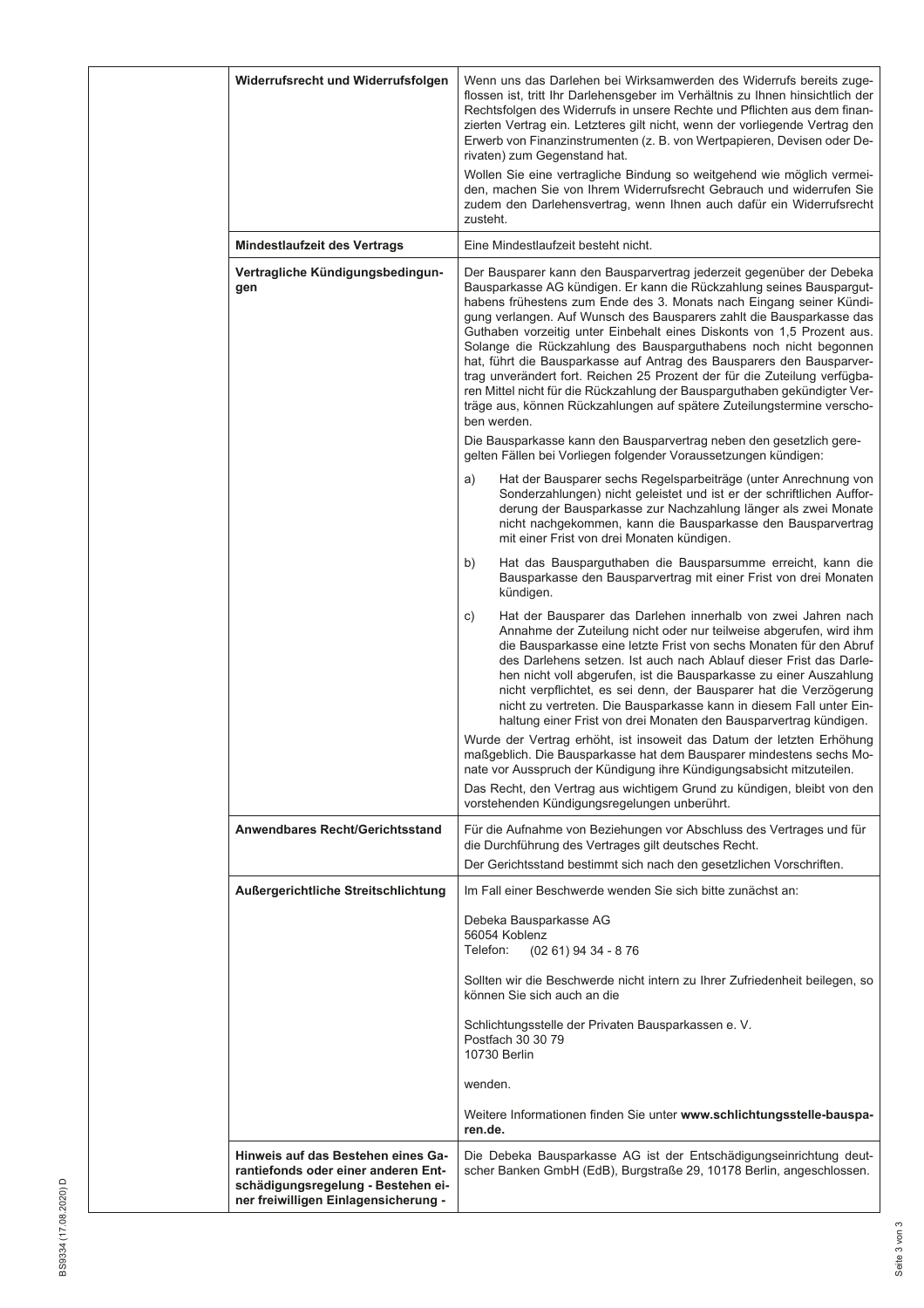| | |
|---|---|
| **Widerrufsrecht und Widerrufsfolgen** | Wenn uns das Darlehen bei Wirksamwerden des Widerrufs bereits zugeflossen ist, tritt Ihr Darlehensgeber im Verhältnis zu Ihnen hinsichtlich der Rechtsfolgen des Widerrufs in unsere Rechte und Pflichten aus dem finanzierten Vertrag ein. Letzteres gilt nicht, wenn der vorliegende Vertrag den Erwerb von Finanzinstrumenten (z. B. von Wertpapieren, Devisen oder Derivaten) zum Gegenstand hat.<br><br>Wollen Sie eine vertragliche Bindung so weitgehend wie möglich vermeiden, machen Sie von Ihrem Widerrufsrecht Gebrauch und widerrufen Sie zudem den Darlehensvertrag, wenn Ihnen auch dafür ein Widerrufsrecht zusteht. |
| **Mindestlaufzeit des Vertrags** | Eine Mindestlaufzeit besteht nicht. |
| **Vertragliche Kündigungsbedingungen** | Der Bausparer kann den Bausparvertrag jederzeit gegenüber der Debeka Bausparkasse AG kündigen. Er kann die Rückzahlung seines Bausparguthabens frühestens zum Ende des 3. Monats nach Eingang seiner Kündigung verlangen. Auf Wunsch des Bausparers zahlt die Bausparkasse das Guthaben vorzeitig unter Einbehalt eines Diskonts von 1,5 Prozent aus. Solange die Rückzahlung des Bausparguthabens noch nicht begonnen hat, führt die Bausparkasse auf Antrag des Bausparers den Bausparvertrag unverändert fort. Reichen 25 Prozent der für die Zuteilung verfügbaren Mittel nicht für die Rückzahlung der Bausparguthaben gekündigter Verträge aus, können Rückzahlungen auf spätere Zuteilungstermine verschoben werden.<br><br>Die Bausparkasse kann den Bausparvertrag neben den gesetzlich geregelten Fällen bei Vorliegen folgender Voraussetzungen kündigen:<br><br>a) Hat der Bausparer sechs Regelsparbeiträge (unter Anrechnung von Sonderzahlungen) nicht geleistet und ist er der schriftlichen Aufforderung der Bausparkasse zur Nachzahlung länger als zwei Monate nicht nachgekommen, kann die Bausparkasse den Bausparvertrag mit einer Frist von drei Monaten kündigen.<br><br>b) Hat das Bausparguthaben die Bausparsumme erreicht, kann die Bausparkasse den Bausparvertrag mit einer Frist von drei Monaten kündigen.<br><br>c) Hat der Bausparer das Darlehen innerhalb von zwei Jahren nach Annahme der Zuteilung nicht oder nur teilweise abgerufen, wird ihm die Bausparkasse eine letzte Frist von sechs Monaten für den Abruf des Darlehens setzen. Ist auch nach Ablauf dieser Frist das Darlehen nicht voll abgerufen, ist die Bausparkasse zu einer Auszahlung nicht verpflichtet, es sei denn, der Bausparer hat die Verzögerung nicht zu vertreten. Die Bausparkasse kann in diesem Fall unter Einhaltung einer Frist von drei Monaten den Bausparvertrag kündigen.<br><br>Wurde der Vertrag erhöht, ist insoweit das Datum der letzten Erhöhung maßgeblich. Die Bausparkasse hat dem Bausparer mindestens sechs Monate vor Ausspruch der Kündigung ihre Kündigungsabsicht mitzuteilen.<br><br>Das Recht, den Vertrag aus wichtigem Grund zu kündigen, bleibt von den vorstehenden Kündigungsregelungen unberührt. |
| **Anwendbares Recht/Gerichtsstand** | Für die Aufnahme von Beziehungen vor Abschluss des Vertrages und für die Durchführung des Vertrages gilt deutsches Recht.<br><br>Der Gerichtsstand bestimmt sich nach den gesetzlichen Vorschriften. |
| **Außergerichtliche Streitschlichtung** | Im Fall einer Beschwerde wenden Sie sich bitte zunächst an:<br><br>Debeka Bausparkasse AG<br>56054 Koblenz<br>Telefon: (02 61) 94 34 - 8 76<br><br>Sollten wir die Beschwerde nicht intern zu Ihrer Zufriedenheit beilegen, so können Sie sich auch an die<br><br>Schlichtungsstelle der Privaten Bausparkassen e. V.<br>Postfach 30 30 79<br>10730 Berlin<br><br>wenden.<br><br>Weitere Informationen finden Sie unter **www.schlichtungsstelle-bausparen.de.** |
| **Hinweis auf das Bestehen eines Garantiefonds oder einer anderen Entschädigungsregelung - Bestehen einer freiwilligen Einlagensicherung -** | Die Debeka Bausparkasse AG ist der Entschädigungseinrichtung deutscher Banken GmbH (EdB), Burgstraße 29, 10178 Berlin, angeschlossen. |

BS9334 (17.08.2020) D